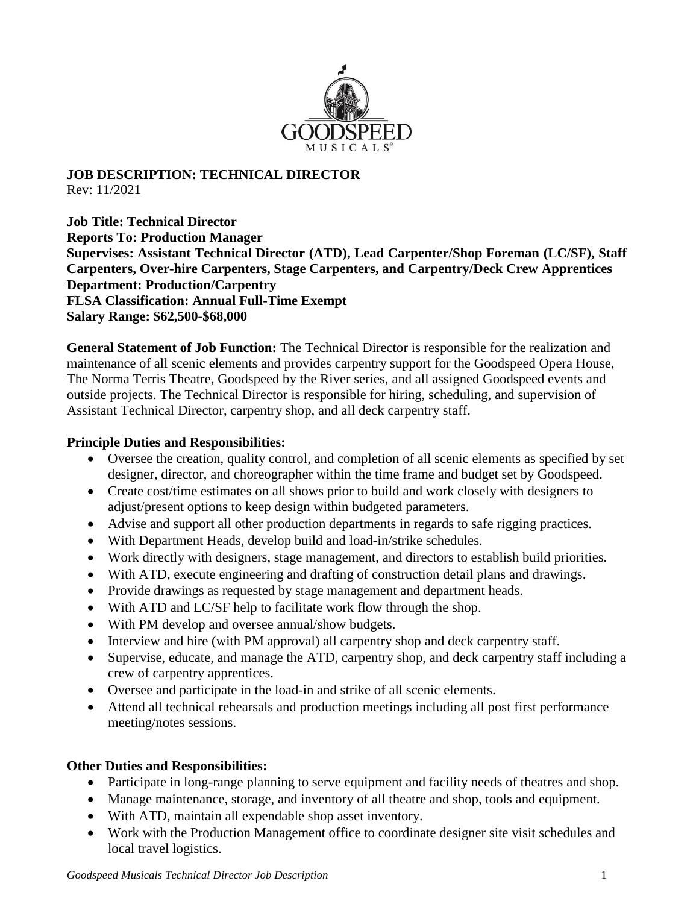# JOB DESCRIPTION: TECHNICAL DIRECTOR

Rev: 11/2021

**Job Title: Technical Director**
**Reports To: Production Manager**
**Supervises: Assistant Technical Director (ATD), Lead Carpenter/Shop Foreman (LC/SF), Staff Carpenters, Over-hire Carpenters, Stage Carpenters, and Carpentry/Deck Crew Apprentices**
**Department: Production/Carpentry**
**FLSA Classification: Annual Full-Time Exempt**
**Salary Range: $62,500-$68,000**

**General Statement of Job Function:** The Technical Director is responsible for the realization and maintenance of all scenic elements and provides carpentry support for the Goodspeed Opera House, The Norma Terris Theatre, Goodspeed by the River series, and all assigned Goodspeed events and outside projects. The Technical Director is responsible for hiring, scheduling, and supervision of Assistant Technical Director, carpentry shop, and all deck carpentry staff.

## Principle Duties and Responsibilities:

- Oversee the creation, quality control, and completion of all scenic elements as specified by set designer, director, and choreographer within the time frame and budget set by Goodspeed.
- Create cost/time estimates on all shows prior to build and work closely with designers to adjust/present options to keep design within budgeted parameters.
- Advise and support all other production departments in regards to safe rigging practices.
- With Department Heads, develop build and load-in/strike schedules.
- Work directly with designers, stage management, and directors to establish build priorities.
- With ATD, execute engineering and drafting of construction detail plans and drawings.
- Provide drawings as requested by stage management and department heads.
- With ATD and LC/SF help to facilitate work flow through the shop.
- With PM develop and oversee annual/show budgets.
- Interview and hire (with PM approval) all carpentry shop and deck carpentry staff.
- Supervise, educate, and manage the ATD, carpentry shop, and deck carpentry staff including a crew of carpentry apprentices.
- Oversee and participate in the load-in and strike of all scenic elements.
- Attend all technical rehearsals and production meetings including all post first performance meeting/notes sessions.

## Other Duties and Responsibilities:

- Participate in long-range planning to serve equipment and facility needs of theatres and shop.
- Manage maintenance, storage, and inventory of all theatre and shop, tools and equipment.
- With ATD, maintain all expendable shop asset inventory.
- Work with the Production Management office to coordinate designer site visit schedules and local travel logistics.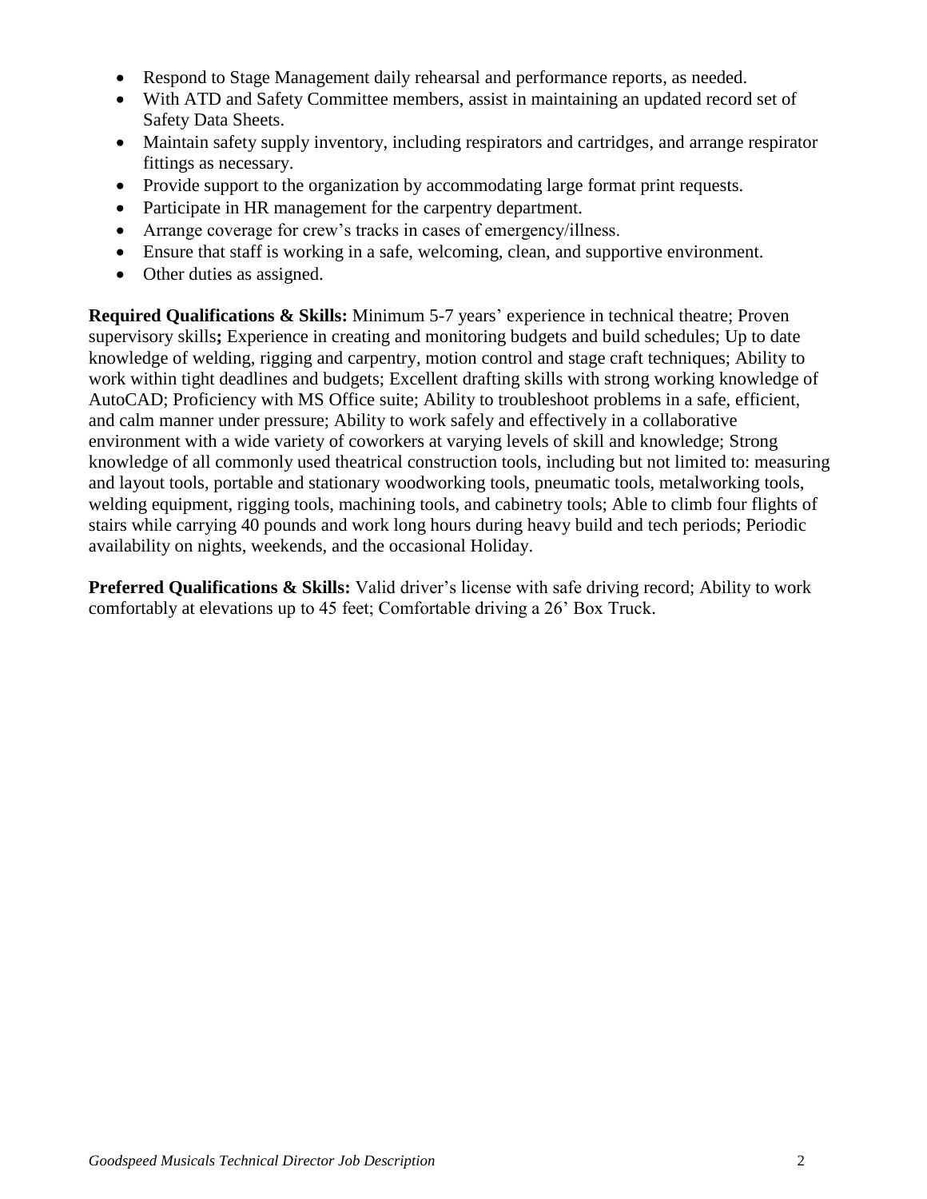- Respond to Stage Management daily rehearsal and performance reports, as needed.
- With ATD and Safety Committee members, assist in maintaining an updated record set of Safety Data Sheets.
- Maintain safety supply inventory, including respirators and cartridges, and arrange respirator fittings as necessary.
- Provide support to the organization by accommodating large format print requests.
- Participate in HR management for the carpentry department.
- Arrange coverage for crew's tracks in cases of emergency/illness.
- Ensure that staff is working in a safe, welcoming, clean, and supportive environment.
- Other duties as assigned.

**Required Qualifications & Skills:** Minimum 5-7 years' experience in technical theatre; Proven supervisory skills**;** Experience in creating and monitoring budgets and build schedules; Up to date knowledge of welding, rigging and carpentry, motion control and stage craft techniques; Ability to work within tight deadlines and budgets; Excellent drafting skills with strong working knowledge of AutoCAD; Proficiency with MS Office suite; Ability to troubleshoot problems in a safe, efficient, and calm manner under pressure; Ability to work safely and effectively in a collaborative environment with a wide variety of coworkers at varying levels of skill and knowledge; Strong knowledge of all commonly used theatrical construction tools, including but not limited to: measuring and layout tools, portable and stationary woodworking tools, pneumatic tools, metalworking tools, welding equipment, rigging tools, machining tools, and cabinetry tools; Able to climb four flights of stairs while carrying 40 pounds and work long hours during heavy build and tech periods; Periodic availability on nights, weekends, and the occasional Holiday.

**Preferred Qualifications & Skills:** Valid driver's license with safe driving record; Ability to work comfortably at elevations up to 45 feet; Comfortable driving a 26' Box Truck.